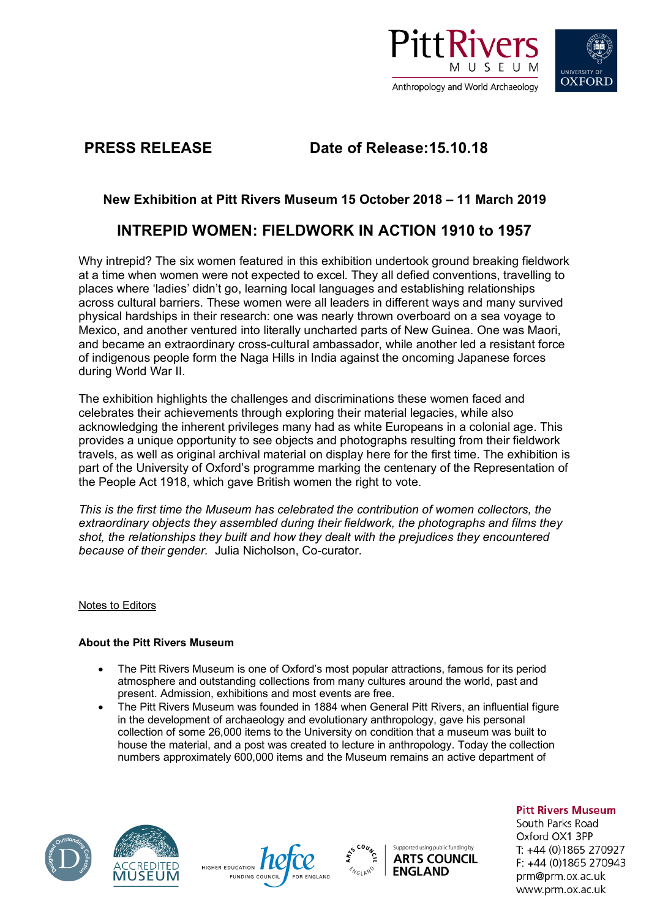**PRESS RELEASE** **Date of Release:15.10.18**

**New Exhibition at Pitt Rivers Museum 15 October 2018 – 11 March 2019**

# INTREPID WOMEN: FIELDWORK IN ACTION 1910 to 1957

Why intrepid? The six women featured in this exhibition undertook ground breaking fieldwork at a time when women were not expected to excel. They all defied conventions, travelling to places where 'ladies' didn't go, learning local languages and establishing relationships across cultural barriers. These women were all leaders in different ways and many survived physical hardships in their research: one was nearly thrown overboard on a sea voyage to Mexico, and another ventured into literally uncharted parts of New Guinea. One was Maori, and became an extraordinary cross-cultural ambassador, while another led a resistant force of indigenous people form the Naga Hills in India against the oncoming Japanese forces during World War II.

The exhibition highlights the challenges and discriminations these women faced and celebrates their achievements through exploring their material legacies, while also acknowledging the inherent privileges many had as white Europeans in a colonial age. This provides a unique opportunity to see objects and photographs resulting from their fieldwork travels, as well as original archival material on display here for the first time. The exhibition is part of the University of Oxford's programme marking the centenary of the Representation of the People Act 1918, which gave British women the right to vote.

*This is the first time the Museum has celebrated the contribution of women collectors, the extraordinary objects they assembled during their fieldwork, the photographs and films they shot, the relationships they built and how they dealt with the prejudices they encountered because of their gender.* Julia Nicholson, Co-curator.

Notes to Editors

**About the Pitt Rivers Museum**

- The Pitt Rivers Museum is one of Oxford's most popular attractions, famous for its period atmosphere and outstanding collections from many cultures around the world, past and present. Admission, exhibitions and most events are free.
- The Pitt Rivers Museum was founded in 1884 when General Pitt Rivers, an influential figure in the development of archaeology and evolutionary anthropology, gave his personal collection of some 26,000 items to the University on condition that a museum was built to house the material, and a post was created to lecture in anthropology. Today the collection numbers approximately 600,000 items and the Museum remains an active department of

Pitt Rivers Museum
South Parks Road
Oxford OX1 3PP
T: +44 (0)1865 270927
F: +44 (0)1865 270943
prm@prm.ox.ac.uk
www.prm.ox.ac.uk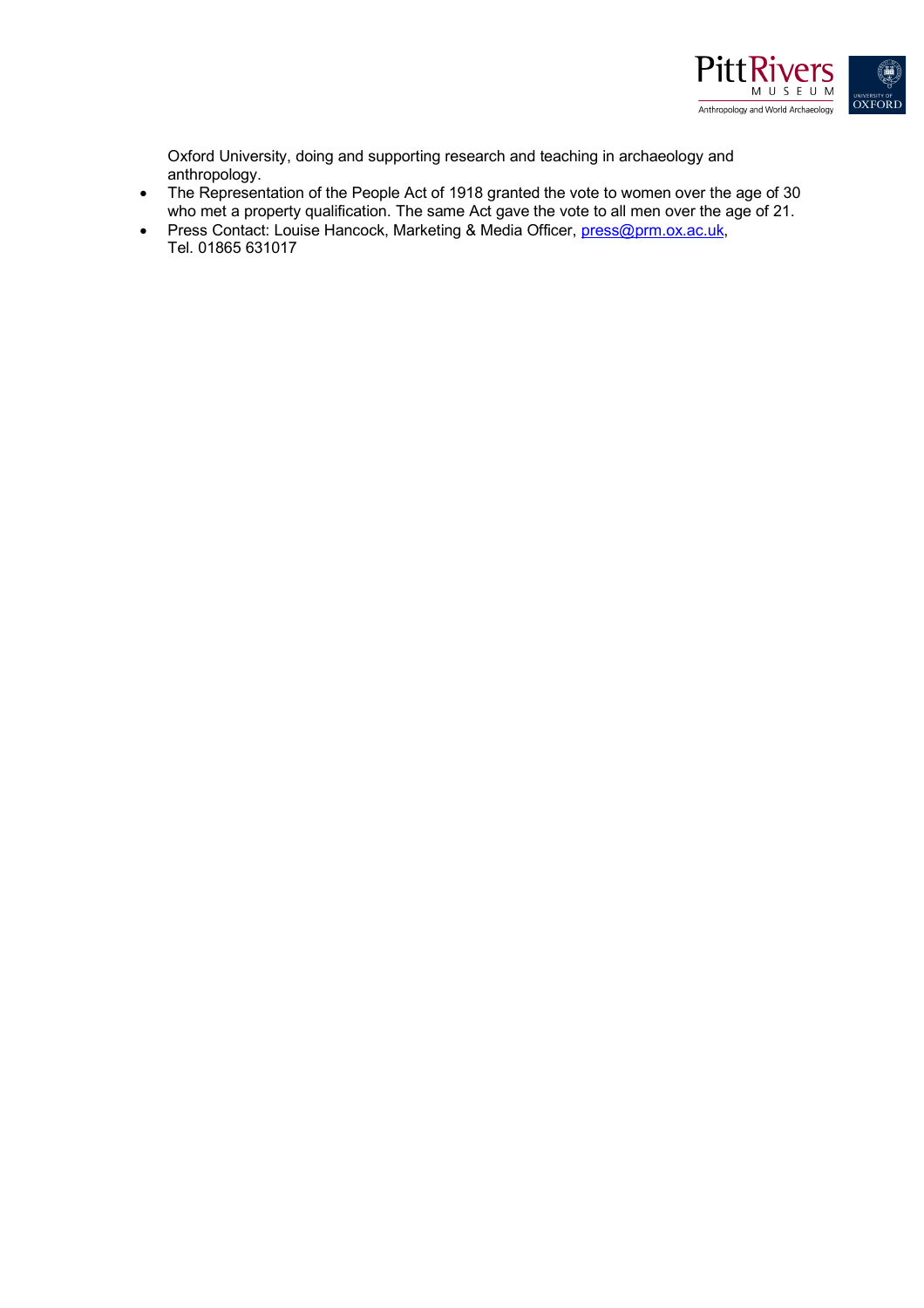Oxford University, doing and supporting research and teaching in archaeology and anthropology.

- The Representation of the People Act of 1918 granted the vote to women over the age of 30 who met a property qualification. The same Act gave the vote to all men over the age of 21.
- Press Contact: Louise Hancock, Marketing & Media Officer, press@prm.ox.ac.uk, Tel. 01865 631017